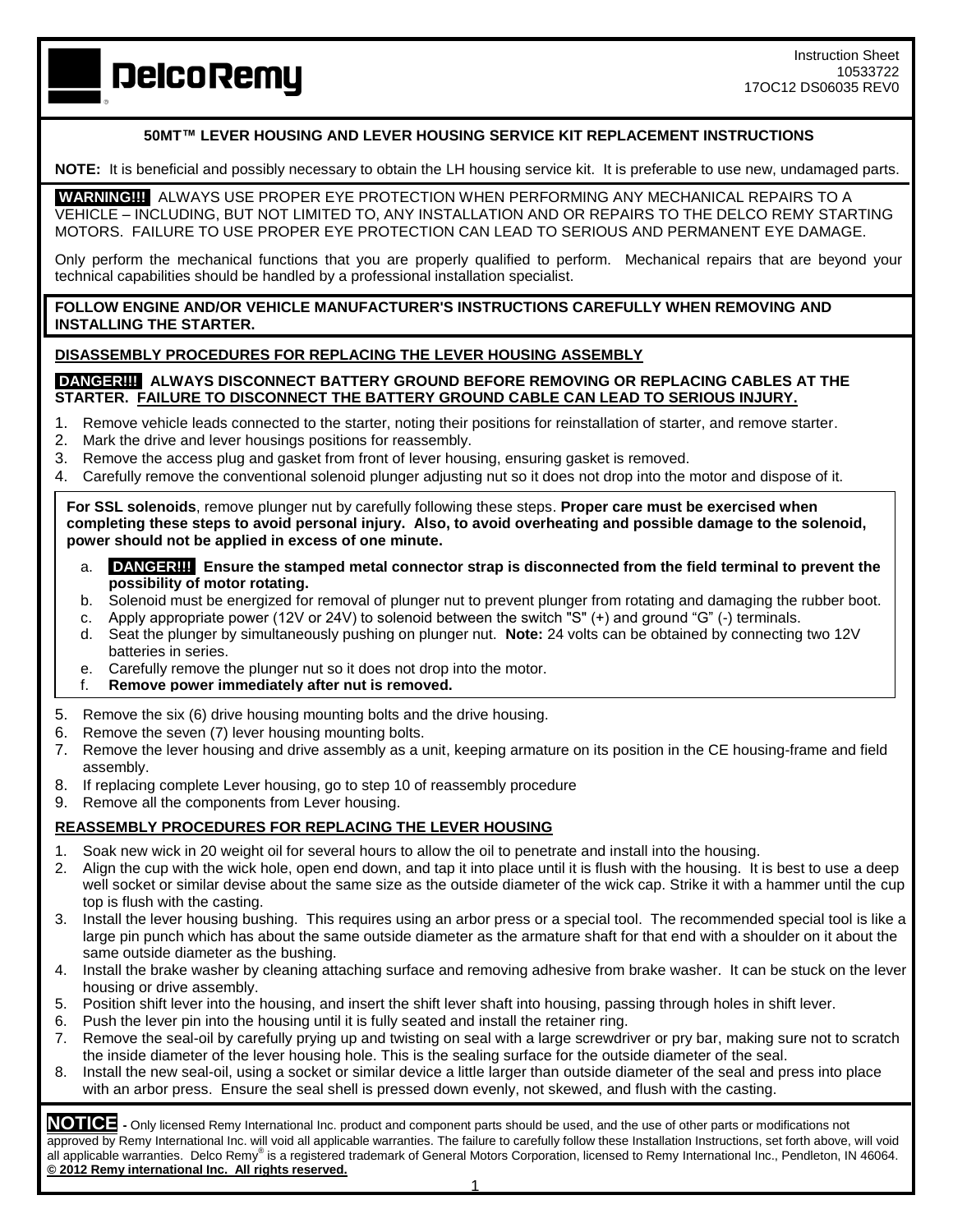DelcoRemy

Instruction Sheet
10533722
17OC12 DS06035 REV0

## 50MT™ LEVER HOUSING AND LEVER HOUSING SERVICE KIT REPLACEMENT INSTRUCTIONS

**NOTE:** It is beneficial and possibly necessary to obtain the LH housing service kit. It is preferable to use new, undamaged parts.

**WARNING!!!** ALWAYS USE PROPER EYE PROTECTION WHEN PERFORMING ANY MECHANICAL REPAIRS TO A VEHICLE – INCLUDING, BUT NOT LIMITED TO, ANY INSTALLATION AND OR REPAIRS TO THE DELCO REMY STARTING MOTORS. FAILURE TO USE PROPER EYE PROTECTION CAN LEAD TO SERIOUS AND PERMANENT EYE DAMAGE.

Only perform the mechanical functions that you are properly qualified to perform. Mechanical repairs that are beyond your technical capabilities should be handled by a professional installation specialist.

**FOLLOW ENGINE AND/OR VEHICLE MANUFACTURER'S INSTRUCTIONS CAREFULLY WHEN REMOVING AND INSTALLING THE STARTER.**

### DISASSEMBLY PROCEDURES FOR REPLACING THE LEVER HOUSING ASSEMBLY

**DANGER!!! ALWAYS DISCONNECT BATTERY GROUND BEFORE REMOVING OR REPLACING CABLES AT THE STARTER. FAILURE TO DISCONNECT THE BATTERY GROUND CABLE CAN LEAD TO SERIOUS INJURY.**

1. Remove vehicle leads connected to the starter, noting their positions for reinstallation of starter, and remove starter.
2. Mark the drive and lever housings positions for reassembly.
3. Remove the access plug and gasket from front of lever housing, ensuring gasket is removed.
4. Carefully remove the conventional solenoid plunger adjusting nut so it does not drop into the motor and dispose of it.

**For SSL solenoids**, remove plunger nut by carefully following these steps. **Proper care must be exercised when completing these steps to avoid personal injury. Also, to avoid overheating and possible damage to the solenoid, power should not be applied in excess of one minute.**

a. **DANGER!!! Ensure the stamped metal connector strap is disconnected from the field terminal to prevent the possibility of motor rotating.**
b. Solenoid must be energized for removal of plunger nut to prevent plunger from rotating and damaging the rubber boot.
c. Apply appropriate power (12V or 24V) to solenoid between the switch "S" (+) and ground "G" (-) terminals.
d. Seat the plunger by simultaneously pushing on plunger nut. **Note:** 24 volts can be obtained by connecting two 12V batteries in series.
e. Carefully remove the plunger nut so it does not drop into the motor.
f. **Remove power immediately after nut is removed.**

5. Remove the six (6) drive housing mounting bolts and the drive housing.
6. Remove the seven (7) lever housing mounting bolts.
7. Remove the lever housing and drive assembly as a unit, keeping armature on its position in the CE housing-frame and field assembly.
8. If replacing complete Lever housing, go to step 10 of reassembly procedure
9. Remove all the components from Lever housing.

### REASSEMBLY PROCEDURES FOR REPLACING THE LEVER HOUSING

1. Soak new wick in 20 weight oil for several hours to allow the oil to penetrate and install into the housing.
2. Align the cup with the wick hole, open end down, and tap it into place until it is flush with the housing. It is best to use a deep well socket or similar devise about the same size as the outside diameter of the wick cap. Strike it with a hammer until the cup top is flush with the casting.
3. Install the lever housing bushing. This requires using an arbor press or a special tool. The recommended special tool is like a large pin punch which has about the same outside diameter as the armature shaft for that end with a shoulder on it about the same outside diameter as the bushing.
4. Install the brake washer by cleaning attaching surface and removing adhesive from brake washer. It can be stuck on the lever housing or drive assembly.
5. Position shift lever into the housing, and insert the shift lever shaft into housing, passing through holes in shift lever.
6. Push the lever pin into the housing until it is fully seated and install the retainer ring.
7. Remove the seal-oil by carefully prying up and twisting on seal with a large screwdriver or pry bar, making sure not to scratch the inside diameter of the lever housing hole. This is the sealing surface for the outside diameter of the seal.
8. Install the new seal-oil, using a socket or similar device a little larger than outside diameter of the seal and press into place with an arbor press. Ensure the seal shell is pressed down evenly, not skewed, and flush with the casting.

**NOTICE** - Only licensed Remy International Inc. product and component parts should be used, and the use of other parts or modifications not approved by Remy International Inc. will void all applicable warranties. The failure to carefully follow these Installation Instructions, set forth above, will void all applicable warranties. Delco Remy® is a registered trademark of General Motors Corporation, licensed to Remy International Inc., Pendleton, IN 46064. **© 2012 Remy international Inc. All rights reserved.**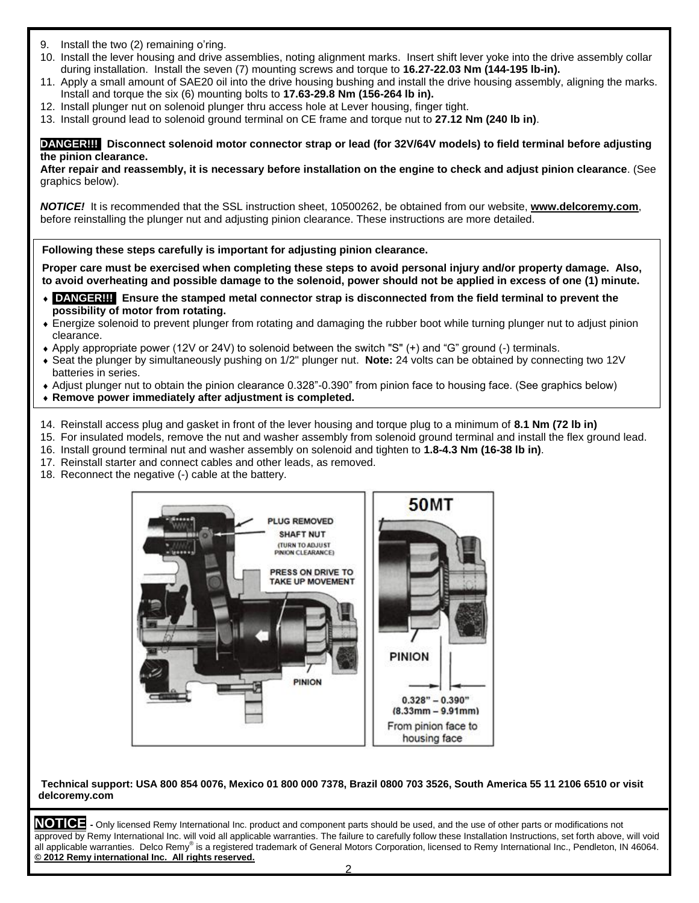9. Install the two (2) remaining o'ring.
10. Install the lever housing and drive assemblies, noting alignment marks. Insert shift lever yoke into the drive assembly collar during installation. Install the seven (7) mounting screws and torque to **16.27-22.03 Nm (144-195 lb-in).**
11. Apply a small amount of SAE20 oil into the drive housing bushing and install the drive housing assembly, aligning the marks. Install and torque the six (6) mounting bolts to **17.63-29.8 Nm (156-264 lb in).**
12. Install plunger nut on solenoid plunger thru access hole at Lever housing, finger tight.
13. Install ground lead to solenoid ground terminal on CE frame and torque nut to **27.12 Nm (240 lb in)**.

**DANGER!!! Disconnect solenoid motor connector strap or lead (for 32V/64V models) to field terminal before adjusting the pinion clearance.**
**After repair and reassembly, it is necessary before installation on the engine to check and adjust pinion clearance**. (See graphics below).

***NOTICE!*** It is recommended that the SSL instruction sheet, 10500262, be obtained from our website, **www.delcoremy.com**, before reinstalling the plunger nut and adjusting pinion clearance. These instructions are more detailed.

**Following these steps carefully is important for adjusting pinion clearance.**

**Proper care must be exercised when completing these steps to avoid personal injury and/or property damage. Also, to avoid overheating and possible damage to the solenoid, power should not be applied in excess of one (1) minute.**

- **DANGER!!! Ensure the stamped metal connector strap is disconnected from the field terminal to prevent the possibility of motor from rotating.**
- Energize solenoid to prevent plunger from rotating and damaging the rubber boot while turning plunger nut to adjust pinion clearance.
- Apply appropriate power (12V or 24V) to solenoid between the switch "S" (+) and "G" ground (-) terminals.
- Seat the plunger by simultaneously pushing on 1/2" plunger nut. **Note:** 24 volts can be obtained by connecting two 12V batteries in series.
- Adjust plunger nut to obtain the pinion clearance 0.328"-0.390" from pinion face to housing face. (See graphics below)
- **Remove power immediately after adjustment is completed.**

14. Reinstall access plug and gasket in front of the lever housing and torque plug to a minimum of **8.1 Nm (72 lb in)**
15. For insulated models, remove the nut and washer assembly from solenoid ground terminal and install the flex ground lead.
16. Install ground terminal nut and washer assembly on solenoid and tighten to **1.8-4.3 Nm (16-38 lb in)**.
17. Reinstall starter and connect cables and other leads, as removed.
18. Reconnect the negative (-) cable at the battery.

PLUG REMOVED
SHAFT NUT
(TURN TO ADJUST PINION CLEARANCE)
PRESS ON DRIVE TO TAKE UP MOVEMENT
PINION

50MT
PINION
0.328" – 0.390"
(8.33mm – 9.91mm)
From pinion face to housing face

**Technical support: USA 800 854 0076, Mexico 01 800 000 7378, Brazil 0800 703 3526, South America 55 11 2106 6510 or visit delcoremy.com**

**NOTICE** - Only licensed Remy International Inc. product and component parts should be used, and the use of other parts or modifications not approved by Remy International Inc. will void all applicable warranties. The failure to carefully follow these Installation Instructions, set forth above, will void all applicable warranties. Delco Remy® is a registered trademark of General Motors Corporation, licensed to Remy International Inc., Pendleton, IN 46064.
**© 2012 Remy international Inc. All rights reserved.**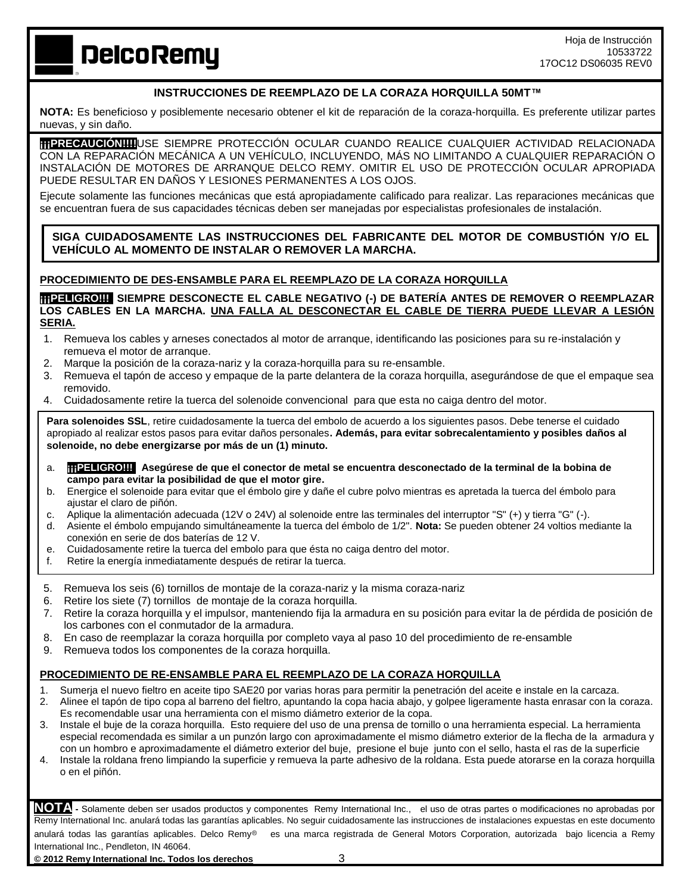**DelcoRemy**

Hoja de Instrucción
10533722
17OC12 DS06035 REV0

## INSTRUCCIONES DE REEMPLAZO DE LA CORAZA HORQUILLA 50MT™

**NOTA:** Es beneficioso y posiblemente necesario obtener el kit de reparación de la coraza-horquilla. Es preferente utilizar partes nuevas, y sin daño.

**¡¡¡PRECAUCIÓN!!!!**USE SIEMPRE PROTECCIÓN OCULAR CUANDO REALICE CUALQUIER ACTIVIDAD RELACIONADA CON LA REPARACIÓN MECÁNICA A UN VEHÍCULO, INCLUYENDO, MÁS NO LIMITANDO A CUALQUIER REPARACIÓN O INSTALACIÓN DE MOTORES DE ARRANQUE DELCO REMY. OMITIR EL USO DE PROTECCIÓN OCULAR APROPIADA PUEDE RESULTAR EN DAÑOS Y LESIONES PERMANENTES A LOS OJOS.

Ejecute solamente las funciones mecánicas que está apropiadamente calificado para realizar. Las reparaciones mecánicas que se encuentran fuera de sus capacidades técnicas deben ser manejadas por especialistas profesionales de instalación.

**SIGA CUIDADOSAMENTE LAS INSTRUCCIONES DEL FABRICANTE DEL MOTOR DE COMBUSTIÓN Y/O EL VEHÍCULO AL MOMENTO DE INSTALAR O REMOVER LA MARCHA.**

### PROCEDIMIENTO DE DES-ENSAMBLE PARA EL REEMPLAZO DE LA CORAZA HORQUILLA

**¡¡¡PELIGRO!!! SIEMPRE DESCONECTE EL CABLE NEGATIVO (-) DE BATERÍA ANTES DE REMOVER O REEMPLAZAR LOS CABLES EN LA MARCHA. UNA FALLA AL DESCONECTAR EL CABLE DE TIERRA PUEDE LLEVAR A LESIÓN SERIA.**

1. Remueva los cables y arneses conectados al motor de arranque, identificando las posiciones para su re-instalación y remueva el motor de arranque.
2. Marque la posición de la coraza-nariz y la coraza-horquilla para su re-ensamble.
3. Remueva el tapón de acceso y empaque de la parte delantera de la coraza horquilla, asegurándose de que el empaque sea removido.
4. Cuidadosamente retire la tuerca del solenoide convencional para que esta no caiga dentro del motor.

**Para solenoides SSL**, retire cuidadosamente la tuerca del embolo de acuerdo a los siguientes pasos. Debe tenerse el cuidado apropiado al realizar estos pasos para evitar daños personales**. Además, para evitar sobrecalentamiento y posibles daños al solenoide, no debe energizarse por más de un (1) minuto.**

a. **¡¡¡PELIGRO!!! Asegúrese de que el conector de metal se encuentra desconectado de la terminal de la bobina de campo para evitar la posibilidad de que el motor gire.**
b. Energice el solenoide para evitar que el émbolo gire y dañe el cubre polvo mientras es apretada la tuerca del émbolo para ajustar el claro de piñón.
c. Aplique la alimentación adecuada (12V o 24V) al solenoide entre las terminales del interruptor "S" (+) y tierra "G" (-).
d. Asiente el émbolo empujando simultáneamente la tuerca del émbolo de 1/2". **Nota:** Se pueden obtener 24 voltios mediante la conexión en serie de dos baterías de 12 V.
e. Cuidadosamente retire la tuerca del embolo para que ésta no caiga dentro del motor.
f. Retire la energía inmediatamente después de retirar la tuerca.

5. Remueva los seis (6) tornillos de montaje de la coraza-nariz y la misma coraza-nariz
6. Retire los siete (7) tornillos de montaje de la coraza horquilla.
7. Retire la coraza horquilla y el impulsor, manteniendo fija la armadura en su posición para evitar la de pérdida de posición de los carbones con el conmutador de la armadura.
8. En caso de reemplazar la coraza horquilla por completo vaya al paso 10 del procedimiento de re-ensamble
9. Remueva todos los componentes de la coraza horquilla.

### PROCEDIMIENTO DE RE-ENSAMBLE PARA EL REEMPLAZO DE LA CORAZA HORQUILLA

1. Sumerja el nuevo fieltro en aceite tipo SAE20 por varias horas para permitir la penetración del aceite e instale en la carcaza.
2. Alinee el tapón de tipo copa al barreno del fieltro, apuntando la copa hacia abajo, y golpee ligeramente hasta enrasar con la coraza. Es recomendable usar una herramienta con el mismo diámetro exterior de la copa.
3. Instale el buje de la coraza horquilla. Esto requiere del uso de una prensa de tornillo o una herramienta especial. La herramienta especial recomendada es similar a un punzón largo con aproximadamente el mismo diámetro exterior de la flecha de la armadura y con un hombro e aproximadamente el diámetro exterior del buje, presione el buje junto con el sello, hasta el ras de la superficie
4. Instale la roldana freno limpiando la superficie y remueva la parte adhesivo de la roldana. Esta puede atorarse en la coraza horquilla o en el piñón.

**NOTA** - Solamente deben ser usados productos y componentes Remy International Inc., el uso de otras partes o modificaciones no aprobadas por Remy International Inc. anulará todas las garantías aplicables. No seguir cuidadosamente las instrucciones de instalaciones expuestas en este documento anulará todas las garantías aplicables. Delco Remy® es una marca registrada de General Motors Corporation, autorizada bajo licencia a Remy International Inc., Pendleton, IN 46064.

**© 2012 Remy International Inc. Todos los derechos**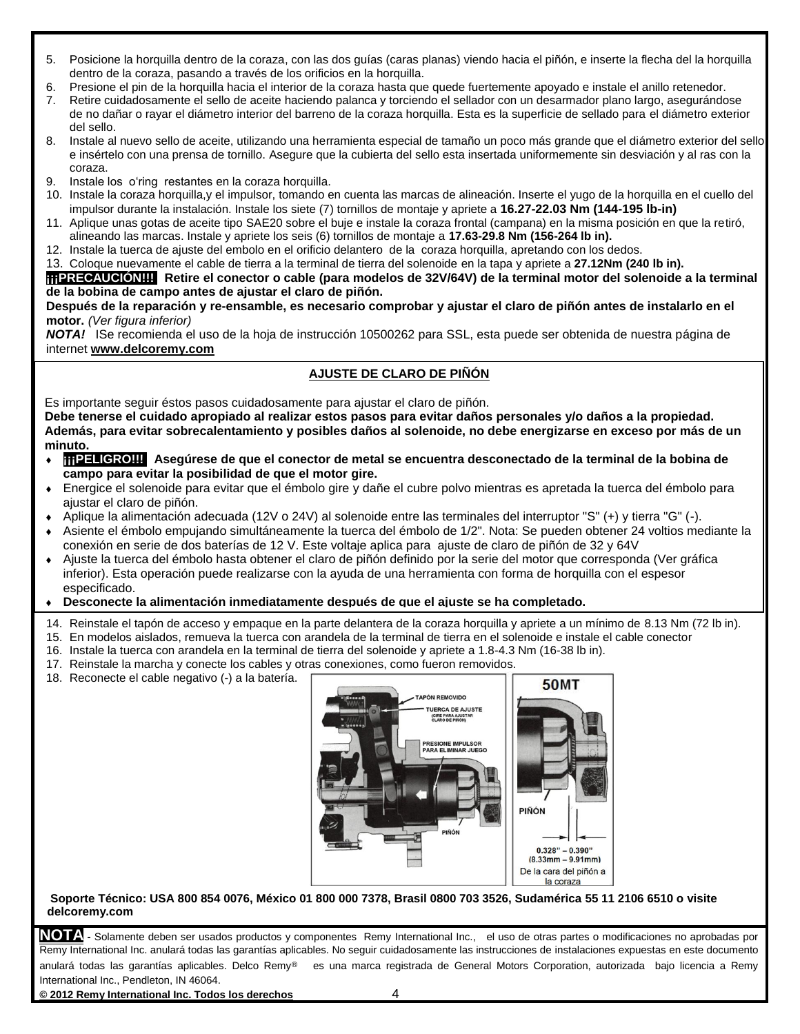5. Posicione la horquilla dentro de la coraza, con las dos guías (caras planas) viendo hacia el piñón, e inserte la flecha del la horquilla dentro de la coraza, pasando a través de los orificios en la horquilla.
6. Presione el pin de la horquilla hacia el interior de la coraza hasta que quede fuertemente apoyado e instale el anillo retenedor.
7. Retire cuidadosamente el sello de aceite haciendo palanca y torciendo el sellador con un desarmador plano largo, asegurándose de no dañar o rayar el diámetro interior del barreno de la coraza horquilla. Esta es la superficie de sellado para el diámetro exterior del sello.
8. Instale al nuevo sello de aceite, utilizando una herramienta especial de tamaño un poco más grande que el diámetro exterior del sello e insértelo con una prensa de tornillo. Asegure que la cubierta del sello esta insertada uniformemente sin desviación y al ras con la coraza.
9. Instale los o'ring restantes en la coraza horquilla.
10. Instale la coraza horquilla,y el impulsor, tomando en cuenta las marcas de alineación. Inserte el yugo de la horquilla en el cuello del impulsor durante la instalación. Instale los siete (7) tornillos de montaje y apriete a **16.27-22.03 Nm (144-195 lb-in)**
11. Aplique unas gotas de aceite tipo SAE20 sobre el buje e instale la coraza frontal (campana) en la misma posición en que la retiró, alineando las marcas. Instale y apriete los seis (6) tornillos de montaje a **17.63-29.8 Nm (156-264 lb in).**
12. Instale la tuerca de ajuste del embolo en el orificio delantero de la coraza horquilla, apretando con los dedos.
13. Coloque nuevamente el cable de tierra a la terminal de tierra del solenoide en la tapa y apriete a **27.12Nm (240 lb in).**

**¡¡¡PRECAUCIÓN!!! Retire el conector o cable (para modelos de 32V/64V) de la terminal motor del solenoide a la terminal de la bobina de campo antes de ajustar el claro de piñón.**

**Después de la reparación y re-ensamble, es necesario comprobar y ajustar el claro de piñón antes de instalarlo en el motor.** *(Ver figura inferior)*

***NOTA!*** ISe recomienda el uso de la hoja de instrucción 10500262 para SSL, esta puede ser obtenida de nuestra página de internet **www.delcoremy.com**

## AJUSTE DE CLARO DE PIÑÓN

Es importante seguir éstos pasos cuidadosamente para ajustar el claro de piñón.

**Debe tenerse el cuidado apropiado al realizar estos pasos para evitar daños personales y/o daños a la propiedad. Además, para evitar sobrecalentamiento y posibles daños al solenoide, no debe energizarse en exceso por más de un minuto.**

- **¡¡¡PELIGRO!!! Asegúrese de que el conector de metal se encuentra desconectado de la terminal de la bobina de campo para evitar la posibilidad de que el motor gire.**
- Energice el solenoide para evitar que el émbolo gire y dañe el cubre polvo mientras es apretada la tuerca del émbolo para ajustar el claro de piñón.
- Aplique la alimentación adecuada (12V o 24V) al solenoide entre las terminales del interruptor "S" (+) y tierra "G" (-).
- Asiente el émbolo empujando simultáneamente la tuerca del émbolo de 1/2". Nota: Se pueden obtener 24 voltios mediante la conexión en serie de dos baterías de 12 V. Este voltaje aplica para ajuste de claro de piñón de 32 y 64V
- Ajuste la tuerca del émbolo hasta obtener el claro de piñón definido por la serie del motor que corresponda (Ver gráfica inferior). Esta operación puede realizarse con la ayuda de una herramienta con forma de horquilla con el espesor especificado.
- **Desconecte la alimentación inmediatamente después de que el ajuste se ha completado.**

14. Reinstale el tapón de acceso y empaque en la parte delantera de la coraza horquilla y apriete a un mínimo de 8.13 Nm (72 lb in).
15. En modelos aislados, remueva la tuerca con arandela de la terminal de tierra en el solenoide e instale el cable conector
16. Instale la tuerca con arandela en la terminal de tierra del solenoide y apriete a 1.8-4.3 Nm (16-38 lb in).
17. Reinstale la marcha y conecte los cables y otras conexiones, como fueron removidos.
18. Reconecte el cable negativo (-) a la batería.

TAPÓN REMOVIDO

TUERCA DE AJUSTE (GIRE PARA AJUSTAR CLARO DE PIÑÓN)

PRESIONE IMPULSOR PARA ELIMINAR JUEGO

PIÑÓN

50MT

PIÑÓN

0.328" – 0.390" (8.33mm – 9.91mm)

De la cara del piñón a la coraza

**Soporte Técnico: USA 800 854 0076, México 01 800 000 7378, Brasil 0800 703 3526, Sudamérica 55 11 2106 6510 o visite delcoremy.com**

**NOTA** - Solamente deben ser usados productos y componentes Remy International Inc., el uso de otras partes o modificaciones no aprobadas por Remy International Inc. anulará todas las garantías aplicables. No seguir cuidadosamente las instrucciones de instalaciones expuestas en este documento anulará todas las garantías aplicables. Delco Remy® es una marca registrada de General Motors Corporation, autorizada bajo licencia a Remy International Inc., Pendleton, IN 46064.

**© 2012 Remy International Inc. Todos los derechos**